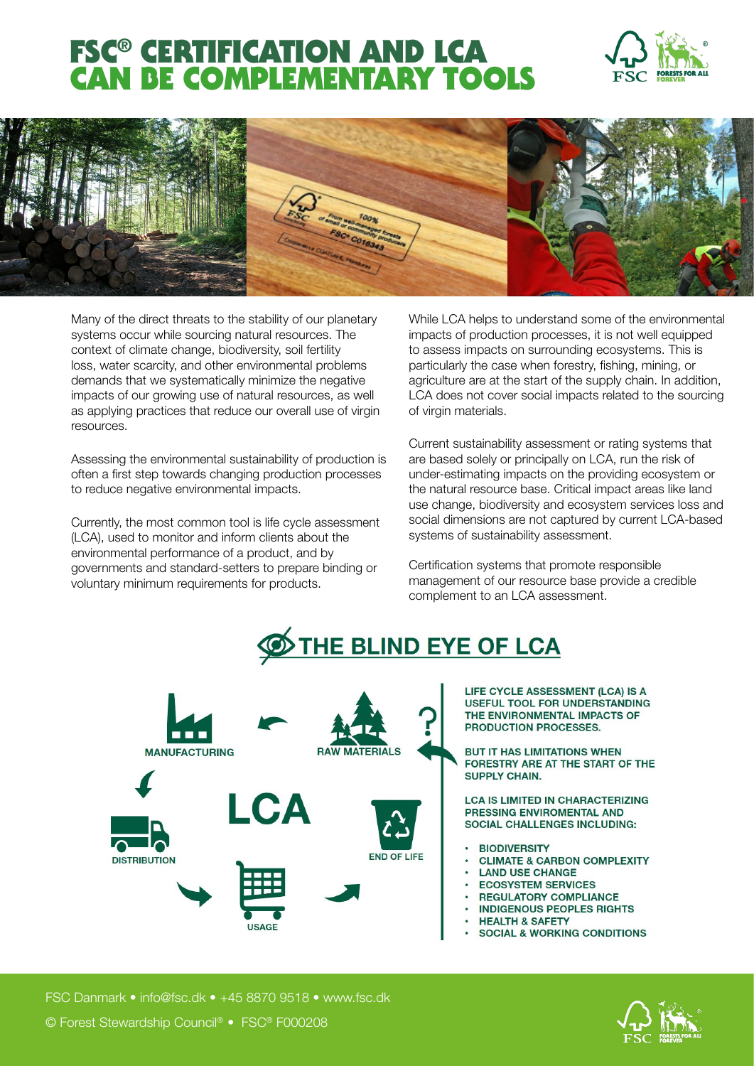# FSC® CERTIFICATION AND LCA CAN BE COMPLEMENTARY TOOLS

Many of the direct threats to the stability of our planetary systems occur while sourcing natural resources. The context of climate change, biodiversity, soil fertility loss, water scarcity, and other environmental problems demands that we systematically minimize the negative impacts of our growing use of natural resources, as well as applying practices that reduce our overall use of virgin resources.

Assessing the environmental sustainability of production is often a first step towards changing production processes to reduce negative environmental impacts.

Currently, the most common tool is life cycle assessment (LCA), used to monitor and inform clients about the environmental performance of a product, and by governments and standard-setters to prepare binding or voluntary minimum requirements for products.

While LCA helps to understand some of the environmental impacts of production processes, it is not well equipped to assess impacts on surrounding ecosystems. This is particularly the case when forestry, fishing, mining, or agriculture are at the start of the supply chain. In addition, LCA does not cover social impacts related to the sourcing of virgin materials.

Current sustainability assessment or rating systems that are based solely or principally on LCA, run the risk of under-estimating impacts on the providing ecosystem or the natural resource base. Critical impact areas like land use change, biodiversity and ecosystem services loss and social dimensions are not captured by current LCA-based systems of sustainability assessment.

Certification systems that promote responsible management of our resource base provide a credible complement to an LCA assessment.

## THE BLIND EYE OF LCA

MANUFACTURING · RAW MATERIALS · DISTRIBUTION · LCA · END OF LIFE · USAGE

**LIFE CYCLE ASSESSMENT (LCA) IS A USEFUL TOOL FOR UNDERSTANDING THE ENVIRONMENTAL IMPACTS OF PRODUCTION PROCESSES.**

**BUT IT HAS LIMITATIONS WHEN FORESTRY ARE AT THE START OF THE SUPPLY CHAIN.**

**LCA IS LIMITED IN CHARACTERIZING PRESSING ENVIROMENTAL AND SOCIAL CHALLENGES INCLUDING:**

- **BIODIVERSITY**
- **CLIMATE & CARBON COMPLEXITY**
- **LAND USE CHANGE**
- **ECOSYSTEM SERVICES**
- **REGULATORY COMPLIANCE**
- **INDIGENOUS PEOPLES RIGHTS**
- **HEALTH & SAFETY**
- **SOCIAL & WORKING CONDITIONS**

FSC Danmark • info@fsc.dk • +45 8870 9518 • www.fsc.dk

© Forest Stewardship Council® • FSC® F000208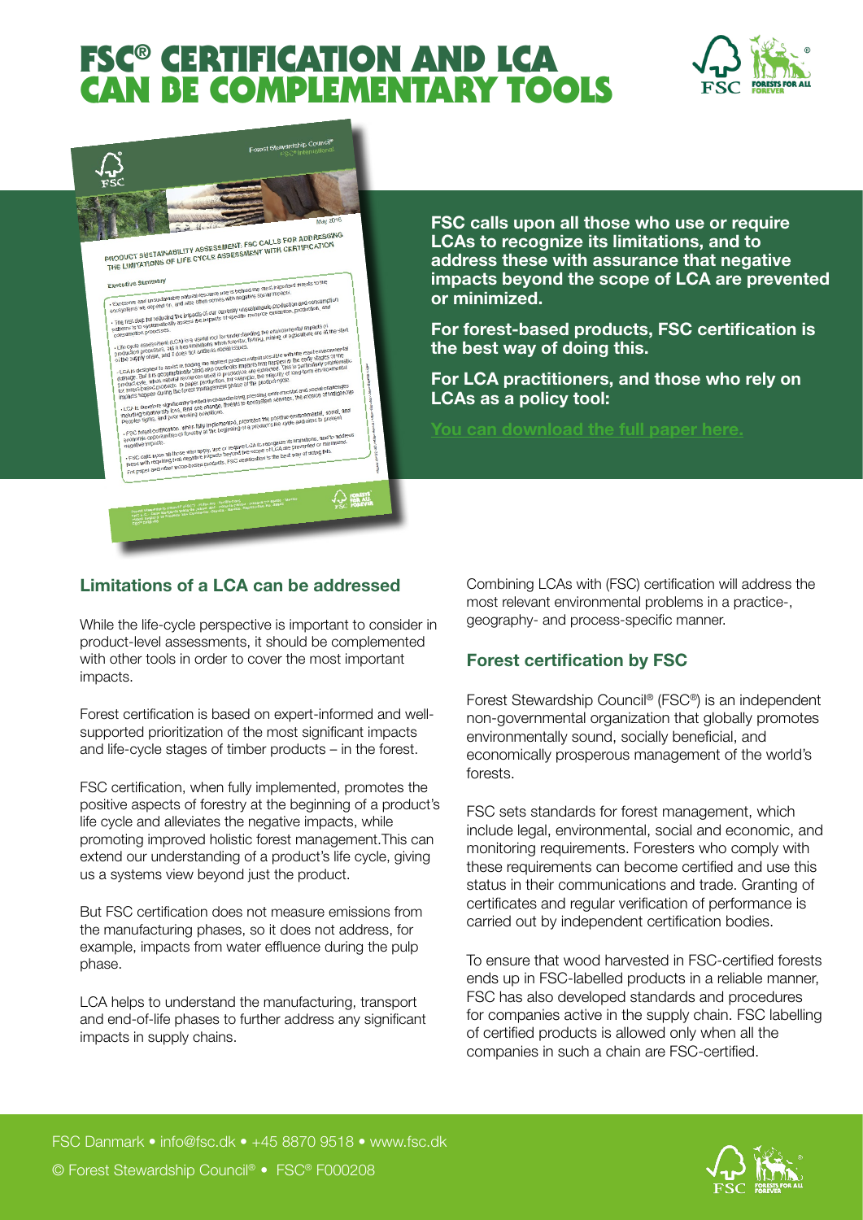# FSC® CERTIFICATION AND LCA CAN BE COMPLEMENTARY TOOLS

**FSC calls upon all those who use or require LCAs to recognize its limitations, and to address these with assurance that negative impacts beyond the scope of LCA are prevented or minimized.**

**For forest-based products, FSC certification is the best way of doing this.**

**For LCA practitioners, and those who rely on LCAs as a policy tool:**

**You can download the full paper here.**

## Limitations of a LCA can be addressed

While the life-cycle perspective is important to consider in product-level assessments, it should be complemented with other tools in order to cover the most important impacts.

Forest certification is based on expert-informed and well-supported prioritization of the most significant impacts and life-cycle stages of timber products – in the forest.

FSC certification, when fully implemented, promotes the positive aspects of forestry at the beginning of a product's life cycle and alleviates the negative impacts, while promoting improved holistic forest management.This can extend our understanding of a product's life cycle, giving us a systems view beyond just the product.

But FSC certification does not measure emissions from the manufacturing phases, so it does not address, for example, impacts from water effluence during the pulp phase.

LCA helps to understand the manufacturing, transport and end-of-life phases to further address any significant impacts in supply chains.

Combining LCAs with (FSC) certification will address the most relevant environmental problems in a practice-, geography- and process-specific manner.

## Forest certification by FSC

Forest Stewardship Council® (FSC®) is an independent non-governmental organization that globally promotes environmentally sound, socially beneficial, and economically prosperous management of the world's forests.

FSC sets standards for forest management, which include legal, environmental, social and economic, and monitoring requirements. Foresters who comply with these requirements can become certified and use this status in their communications and trade. Granting of certificates and regular verification of performance is carried out by independent certification bodies.

To ensure that wood harvested in FSC-certified forests ends up in FSC-labelled products in a reliable manner, FSC has also developed standards and procedures for companies active in the supply chain. FSC labelling of certified products is allowed only when all the companies in such a chain are FSC-certified.

FSC Danmark • info@fsc.dk • +45 8870 9518 • www.fsc.dk

© Forest Stewardship Council® • FSC® F000208